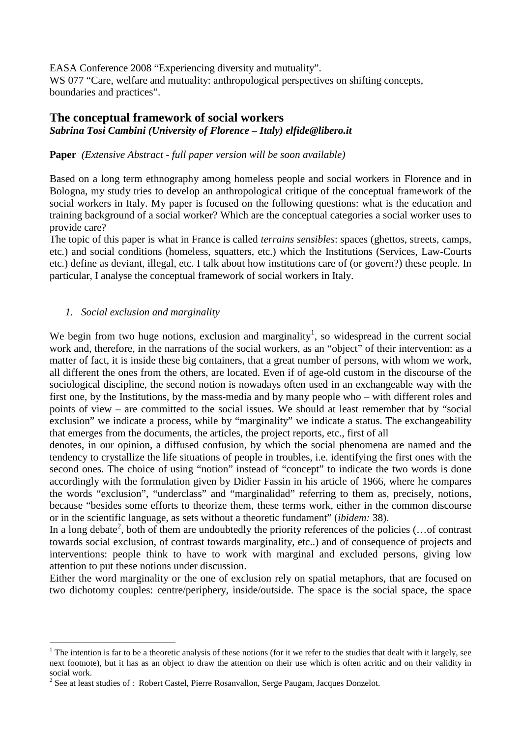EASA Conference 2008 "Experiencing diversity and mutuality".
WS 077 "Care, welfare and mutuality: anthropological perspectives on shifting concepts, boundaries and practices".

## The conceptual framework of social workers

***Sabrina Tosi Cambini (University of Florence – Italy) elfide@libero.it***

**Paper** *(Extensive Abstract - full paper version will be soon available)*

Based on a long term ethnography among homeless people and social workers in Florence and in Bologna, my study tries to develop an anthropological critique of the conceptual framework of the social workers in Italy. My paper is focused on the following questions: what is the education and training background of a social worker? Which are the conceptual categories a social worker uses to provide care?

The topic of this paper is what in France is called *terrains sensibles*: spaces (ghettos, streets, camps, etc.) and social conditions (homeless, squatters, etc.) which the Institutions (Services, Law-Courts etc.) define as deviant, illegal, etc. I talk about how institutions care of (or govern?) these people. In particular, I analyse the conceptual framework of social workers in Italy.

### *1. Social exclusion and marginality*

We begin from two huge notions, exclusion and marginality[1], so widespread in the current social work and, therefore, in the narrations of the social workers, as an "object" of their intervention: as a matter of fact, it is inside these big containers, that a great number of persons, with whom we work, all different the ones from the others, are located. Even if of age-old custom in the discourse of the sociological discipline, the second notion is nowadays often used in an exchangeable way with the first one, by the Institutions, by the mass-media and by many people who – with different roles and points of view – are committed to the social issues. We should at least remember that by "social exclusion" we indicate a process, while by "marginality" we indicate a status. The exchangeability that emerges from the documents, the articles, the project reports, etc., first of all denotes, in our opinion, a diffused confusion, by which the social phenomena are named and the tendency to crystallize the life situations of people in troubles, i.e. identifying the first ones with the second ones. The choice of using "notion" instead of "concept" to indicate the two words is done accordingly with the formulation given by Didier Fassin in his article of 1966, where he compares the words "exclusion", "underclass" and "marginalidad" referring to them as, precisely, notions, because "besides some efforts to theorize them, these terms work, either in the common discourse or in the scientific language, as sets without a theoretic fundament" (*ibidem:* 38).

In a long debate[2], both of them are undoubtedly the priority references of the policies (…of contrast towards social exclusion, of contrast towards marginality, etc..) and of consequence of projects and interventions: people think to have to work with marginal and excluded persons, giving low attention to put these notions under discussion.

Either the word marginality or the one of exclusion rely on spatial metaphors, that are focused on two dichotomy couples: centre/periphery, inside/outside. The space is the social space, the space

---

[1] The intention is far to be a theoretic analysis of these notions (for it we refer to the studies that dealt with it largely, see next footnote), but it has as an object to draw the attention on their use which is often acritic and on their validity in social work.

[2] See at least studies of : Robert Castel, Pierre Rosanvallon, Serge Paugam, Jacques Donzelot.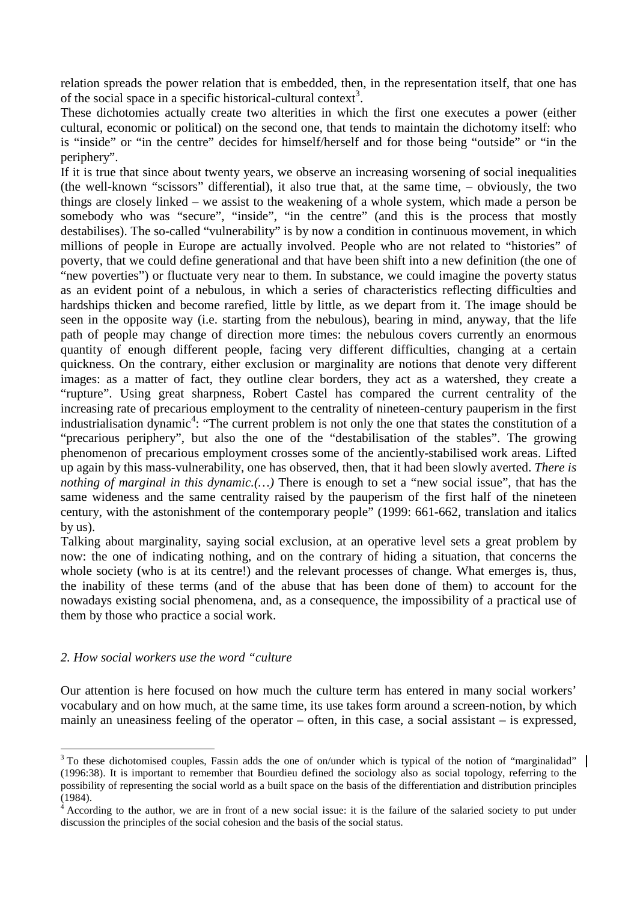relation spreads the power relation that is embedded, then, in the representation itself, that one has of the social space in a specific historical-cultural context[3].

These dichotomies actually create two alterities in which the first one executes a power (either cultural, economic or political) on the second one, that tends to maintain the dichotomy itself: who is "inside" or "in the centre" decides for himself/herself and for those being "outside" or "in the periphery".

If it is true that since about twenty years, we observe an increasing worsening of social inequalities (the well-known "scissors" differential), it also true that, at the same time, – obviously, the two things are closely linked – we assist to the weakening of a whole system, which made a person be somebody who was "secure", "inside", "in the centre" (and this is the process that mostly destabilises). The so-called "vulnerability" is by now a condition in continuous movement, in which millions of people in Europe are actually involved. People who are not related to "histories" of poverty, that we could define generational and that have been shift into a new definition (the one of "new poverties") or fluctuate very near to them. In substance, we could imagine the poverty status as an evident point of a nebulous, in which a series of characteristics reflecting difficulties and hardships thicken and become rarefied, little by little, as we depart from it. The image should be seen in the opposite way (i.e. starting from the nebulous), bearing in mind, anyway, that the life path of people may change of direction more times: the nebulous covers currently an enormous quantity of enough different people, facing very different difficulties, changing at a certain quickness. On the contrary, either exclusion or marginality are notions that denote very different images: as a matter of fact, they outline clear borders, they act as a watershed, they create a "rupture". Using great sharpness, Robert Castel has compared the current centrality of the increasing rate of precarious employment to the centrality of nineteen-century pauperism in the first industrialisation dynamic[4]: "The current problem is not only the one that states the constitution of a "precarious periphery", but also the one of the "destabilisation of the stables". The growing phenomenon of precarious employment crosses some of the anciently-stabilised work areas. Lifted up again by this mass-vulnerability, one has observed, then, that it had been slowly averted. *There is nothing of marginal in this dynamic.(…)* There is enough to set a "new social issue", that has the same wideness and the same centrality raised by the pauperism of the first half of the nineteen century, with the astonishment of the contemporary people" (1999: 661-662, translation and italics by us).

Talking about marginality, saying social exclusion, at an operative level sets a great problem by now: the one of indicating nothing, and on the contrary of hiding a situation, that concerns the whole society (who is at its centre!) and the relevant processes of change. What emerges is, thus, the inability of these terms (and of the abuse that has been done of them) to account for the nowadays existing social phenomena, and, as a consequence, the impossibility of a practical use of them by those who practice a social work.

## *2. How social workers use the word "culture*

Our attention is here focused on how much the culture term has entered in many social workers' vocabulary and on how much, at the same time, its use takes form around a screen-notion, by which mainly an uneasiness feeling of the operator – often, in this case, a social assistant – is expressed,

---

[3] To these dichotomised couples, Fassin adds the one of on/under which is typical of the notion of "marginalidad" (1996:38). It is important to remember that Bourdieu defined the sociology also as social topology, referring to the possibility of representing the social world as a built space on the basis of the differentiation and distribution principles (1984).

[4] According to the author, we are in front of a new social issue: it is the failure of the salaried society to put under discussion the principles of the social cohesion and the basis of the social status.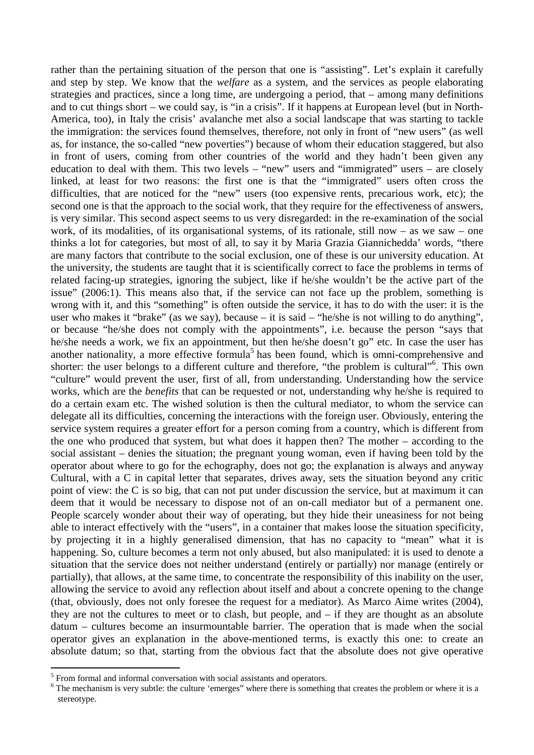rather than the pertaining situation of the person that one is "assisting". Let's explain it carefully and step by step. We know that the *welfare* as a system, and the services as people elaborating strategies and practices, since a long time, are undergoing a period, that – among many definitions and to cut things short – we could say, is "in a crisis". If it happens at European level (but in North-America, too), in Italy the crisis' avalanche met also a social landscape that was starting to tackle the immigration: the services found themselves, therefore, not only in front of "new users" (as well as, for instance, the so-called "new poverties") because of whom their education staggered, but also in front of users, coming from other countries of the world and they hadn't been given any education to deal with them. This two levels – "new" users and "immigrated" users – are closely linked, at least for two reasons: the first one is that the "immigrated" users often cross the difficulties, that are noticed for the "new" users (too expensive rents, precarious work, etc); the second one is that the approach to the social work, that they require for the effectiveness of answers, is very similar. This second aspect seems to us very disregarded: in the re-examination of the social work, of its modalities, of its organisational systems, of its rationale, still now – as we saw – one thinks a lot for categories, but most of all, to say it by Maria Grazia Giannichedda' words, "there are many factors that contribute to the social exclusion, one of these is our university education. At the university, the students are taught that it is scientifically correct to face the problems in terms of related facing-up strategies, ignoring the subject, like if he/she wouldn't be the active part of the issue" (2006:1). This means also that, if the service can not face up the problem, something is wrong with it, and this "something" is often outside the service, it has to do with the user: it is the user who makes it "brake" (as we say), because – it is said – "he/she is not willing to do anything", or because "he/she does not comply with the appointments", i.e. because the person "says that he/she needs a work, we fix an appointment, but then he/she doesn't go" etc. In case the user has another nationality, a more effective formula[5] has been found, which is omni-comprehensive and shorter: the user belongs to a different culture and therefore, "the problem is cultural"[6]. This own "culture" would prevent the user, first of all, from understanding. Understanding how the service works, which are the *benefits* that can be requested or not, understanding why he/she is required to do a certain exam etc. The wished solution is then the cultural mediator, to whom the service can delegate all its difficulties, concerning the interactions with the foreign user. Obviously, entering the service system requires a greater effort for a person coming from a country, which is different from the one who produced that system, but what does it happen then? The mother – according to the social assistant – denies the situation; the pregnant young woman, even if having been told by the operator about where to go for the echography, does not go; the explanation is always and anyway Cultural, with a C in capital letter that separates, drives away, sets the situation beyond any critic point of view: the C is so big, that can not put under discussion the service, but at maximum it can deem that it would be necessary to dispose not of an on-call mediator but of a permanent one. People scarcely wonder about their way of operating, but they hide their uneasiness for not being able to interact effectively with the "users", in a container that makes loose the situation specificity, by projecting it in a highly generalised dimension, that has no capacity to "mean" what it is happening. So, culture becomes a term not only abused, but also manipulated: it is used to denote a situation that the service does not neither understand (entirely or partially) nor manage (entirely or partially), that allows, at the same time, to concentrate the responsibility of this inability on the user, allowing the service to avoid any reflection about itself and about a concrete opening to the change (that, obviously, does not only foresee the request for a mediator). As Marco Aime writes (2004), they are not the cultures to meet or to clash, but people, and – if they are thought as an absolute datum – cultures become an insurmountable barrier. The operation that is made when the social operator gives an explanation in the above-mentioned terms, is exactly this one: to create an absolute datum; so that, starting from the obvious fact that the absolute does not give operative

[5] From formal and informal conversation with social assistants and operators.

[6] The mechanism is very subtle: the culture 'emerges" where there is something that creates the problem or where it is a stereotype.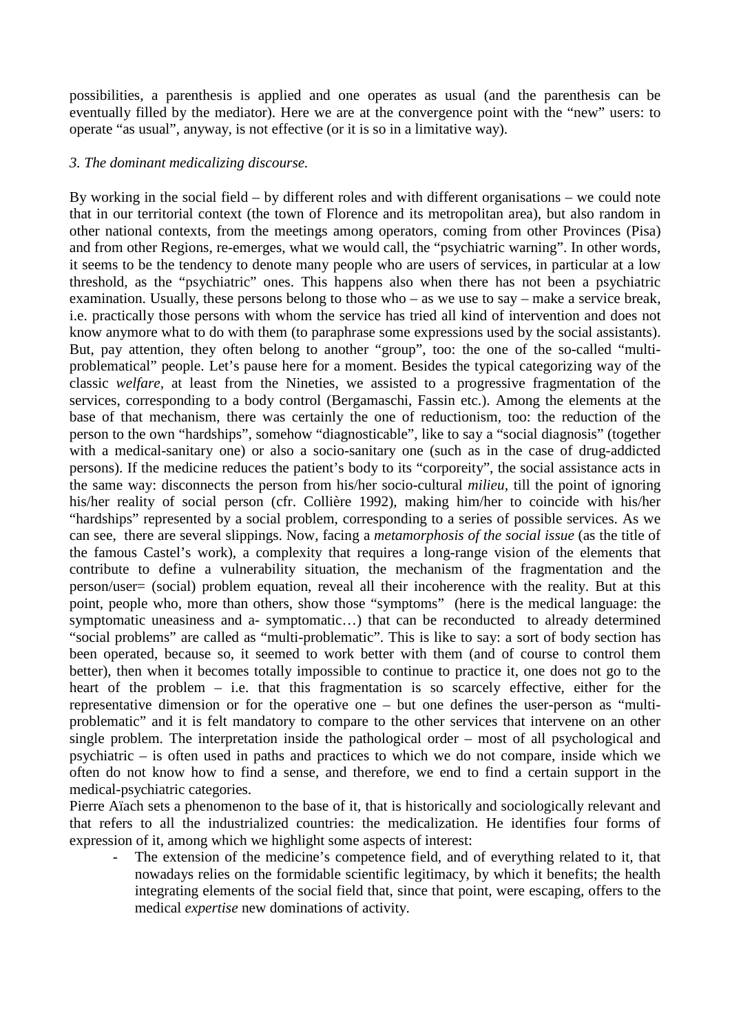possibilities, a parenthesis is applied and one operates as usual (and the parenthesis can be eventually filled by the mediator). Here we are at the convergence point with the "new" users: to operate "as usual", anyway, is not effective (or it is so in a limitative way).

### *3. The dominant medicalizing discourse.*

By working in the social field – by different roles and with different organisations – we could note that in our territorial context (the town of Florence and its metropolitan area), but also random in other national contexts, from the meetings among operators, coming from other Provinces (Pisa) and from other Regions, re-emerges, what we would call, the "psychiatric warning". In other words, it seems to be the tendency to denote many people who are users of services, in particular at a low threshold, as the "psychiatric" ones. This happens also when there has not been a psychiatric examination. Usually, these persons belong to those who – as we use to say – make a service break, i.e. practically those persons with whom the service has tried all kind of intervention and does not know anymore what to do with them (to paraphrase some expressions used by the social assistants). But, pay attention, they often belong to another "group", too: the one of the so-called "multi-problematical" people. Let's pause here for a moment. Besides the typical categorizing way of the classic *welfare*, at least from the Nineties, we assisted to a progressive fragmentation of the services, corresponding to a body control (Bergamaschi, Fassin etc.). Among the elements at the base of that mechanism, there was certainly the one of reductionism, too: the reduction of the person to the own "hardships", somehow "diagnosticable", like to say a "social diagnosis" (together with a medical-sanitary one) or also a socio-sanitary one (such as in the case of drug-addicted persons). If the medicine reduces the patient's body to its "corporeity", the social assistance acts in the same way: disconnects the person from his/her socio-cultural *milieu*, till the point of ignoring his/her reality of social person (cfr. Collière 1992), making him/her to coincide with his/her "hardships" represented by a social problem, corresponding to a series of possible services. As we can see, there are several slippings. Now, facing a *metamorphosis of the social issue* (as the title of the famous Castel's work), a complexity that requires a long-range vision of the elements that contribute to define a vulnerability situation, the mechanism of the fragmentation and the person/user= (social) problem equation, reveal all their incoherence with the reality. But at this point, people who, more than others, show those "symptoms" (here is the medical language: the symptomatic uneasiness and a- symptomatic…) that can be reconducted to already determined "social problems" are called as "multi-problematic". This is like to say: a sort of body section has been operated, because so, it seemed to work better with them (and of course to control them better), then when it becomes totally impossible to continue to practice it, one does not go to the heart of the problem – i.e. that this fragmentation is so scarcely effective, either for the representative dimension or for the operative one – but one defines the user-person as "multi-problematic" and it is felt mandatory to compare to the other services that intervene on an other single problem. The interpretation inside the pathological order – most of all psychological and psychiatric – is often used in paths and practices to which we do not compare, inside which we often do not know how to find a sense, and therefore, we end to find a certain support in the medical-psychiatric categories.

Pierre Aïach sets a phenomenon to the base of it, that is historically and sociologically relevant and that refers to all the industrialized countries: the medicalization. He identifies four forms of expression of it, among which we highlight some aspects of interest:

- The extension of the medicine's competence field, and of everything related to it, that nowadays relies on the formidable scientific legitimacy, by which it benefits; the health integrating elements of the social field that, since that point, were escaping, offers to the medical *expertise* new dominations of activity.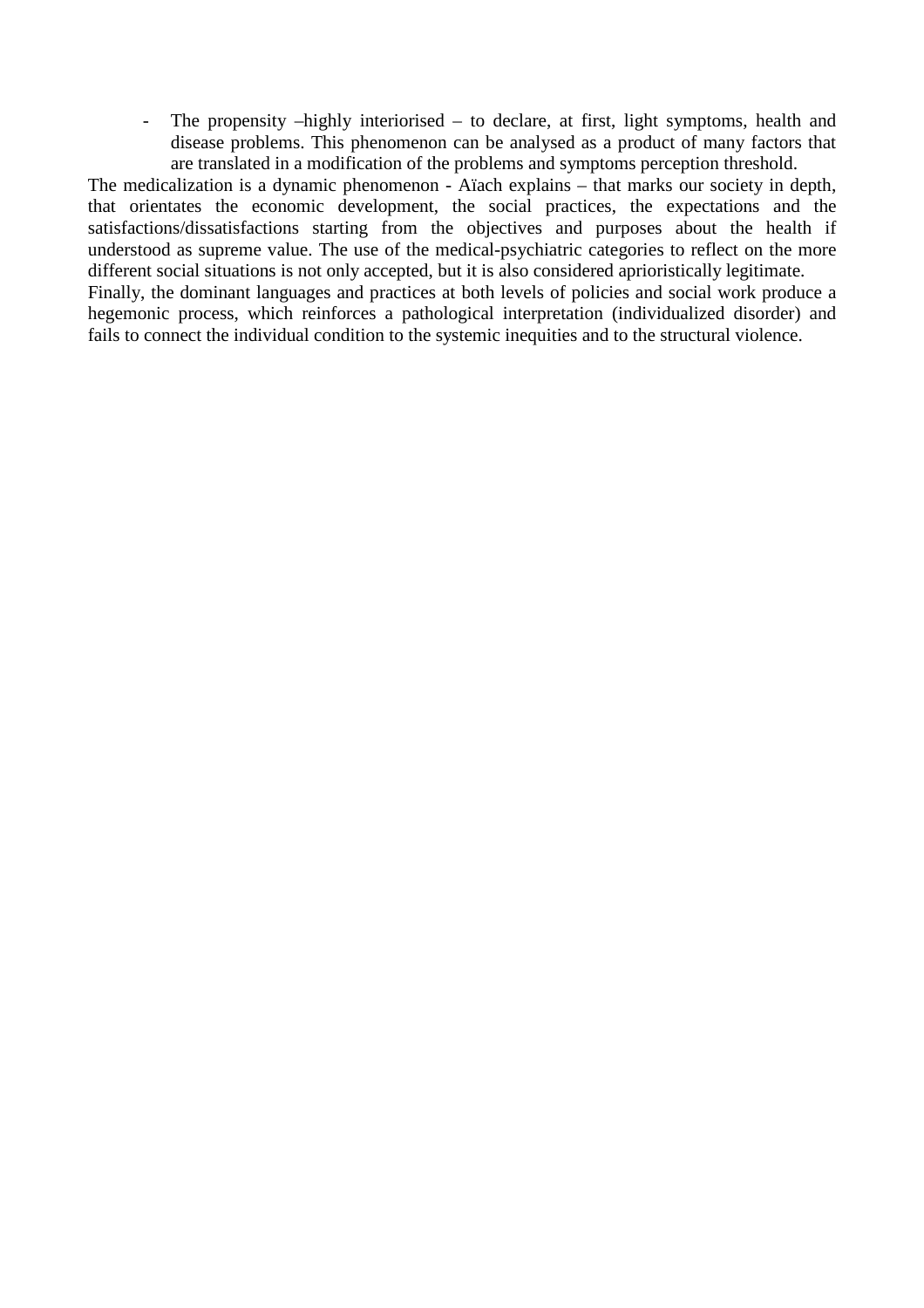- The propensity –highly interiorised – to declare, at first, light symptoms, health and disease problems. This phenomenon can be analysed as a product of many factors that are translated in a modification of the problems and symptoms perception threshold.

The medicalization is a dynamic phenomenon - Aïach explains – that marks our society in depth, that orientates the economic development, the social practices, the expectations and the satisfactions/dissatisfactions starting from the objectives and purposes about the health if understood as supreme value. The use of the medical-psychiatric categories to reflect on the more different social situations is not only accepted, but it is also considered aprioristically legitimate.

Finally, the dominant languages and practices at both levels of policies and social work produce a hegemonic process, which reinforces a pathological interpretation (individualized disorder) and fails to connect the individual condition to the systemic inequities and to the structural violence.